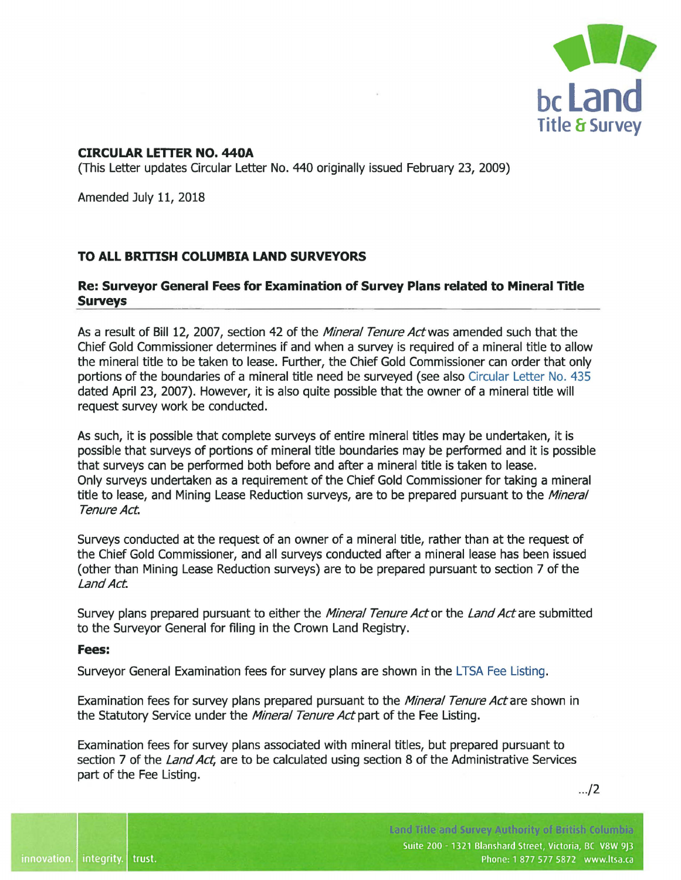**CIRCULAR LETTER NO. 440A**

(This Letter updates Circular Letter No. 440 originally issued February 23, 2009)

Amended July 11, 2018

**TO ALL BRITISH COLUMBIA LAND SURVEYORS**

**Re: Surveyor General Fees for Examination of Survey Plans related to Mineral Title Surveys**

As a result of Bill 12, 2007, section 42 of the *Mineral Tenure Act* was amended such that the Chief Gold Commissioner determines if and when a survey is required of a mineral title to allow the mineral title to be taken to lease. Further, the Chief Gold Commissioner can order that only portions of the boundaries of a mineral title need be surveyed (see also Circular Letter No. 435 dated April 23, 2007). However, it is also quite possible that the owner of a mineral title will request survey work be conducted.

As such, it is possible that complete surveys of entire mineral titles may be undertaken, it is possible that surveys of portions of mineral title boundaries may be performed and it is possible that surveys can be performed both before and after a mineral title is taken to lease. Only surveys undertaken as a requirement of the Chief Gold Commissioner for taking a mineral title to lease, and Mining Lease Reduction surveys, are to be prepared pursuant to the *Mineral Tenure Act*.

Surveys conducted at the request of an owner of a mineral title, rather than at the request of the Chief Gold Commissioner, and all surveys conducted after a mineral lease has been issued (other than Mining Lease Reduction surveys) are to be prepared pursuant to section 7 of the *Land Act*.

Survey plans prepared pursuant to either the *Mineral Tenure Act* or the *Land Act* are submitted to the Surveyor General for filing in the Crown Land Registry.

**Fees:**

Surveyor General Examination fees for survey plans are shown in the LTSA Fee Listing.

Examination fees for survey plans prepared pursuant to the *Mineral Tenure Act* are shown in the Statutory Service under the *Mineral Tenure Act* part of the Fee Listing.

Examination fees for survey plans associated with mineral titles, but prepared pursuant to section 7 of the *Land Act*, are to be calculated using section 8 of the Administrative Services part of the Fee Listing.

.../2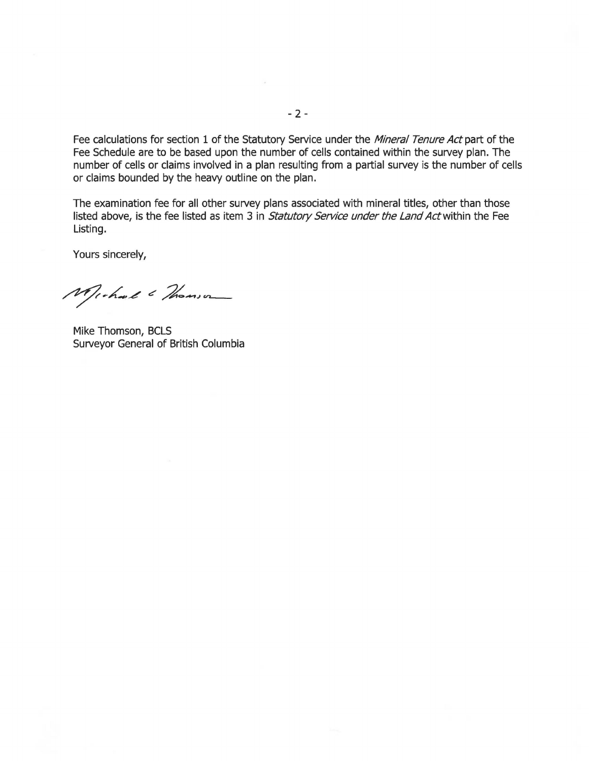Fee calculations for section 1 of the Statutory Service under the *Mineral Tenure Act* part of the Fee Schedule are to be based upon the number of cells contained within the survey plan. The number of cells or claims involved in a plan resulting from a partial survey is the number of cells or claims bounded by the heavy outline on the plan.

The examination fee for all other survey plans associated with mineral titles, other than those listed above, is the fee listed as item 3 in *Statutory Service under the Land Act* within the Fee Listing.

Yours sincerely,

Mike Thomson, BCLS
Surveyor General of British Columbia